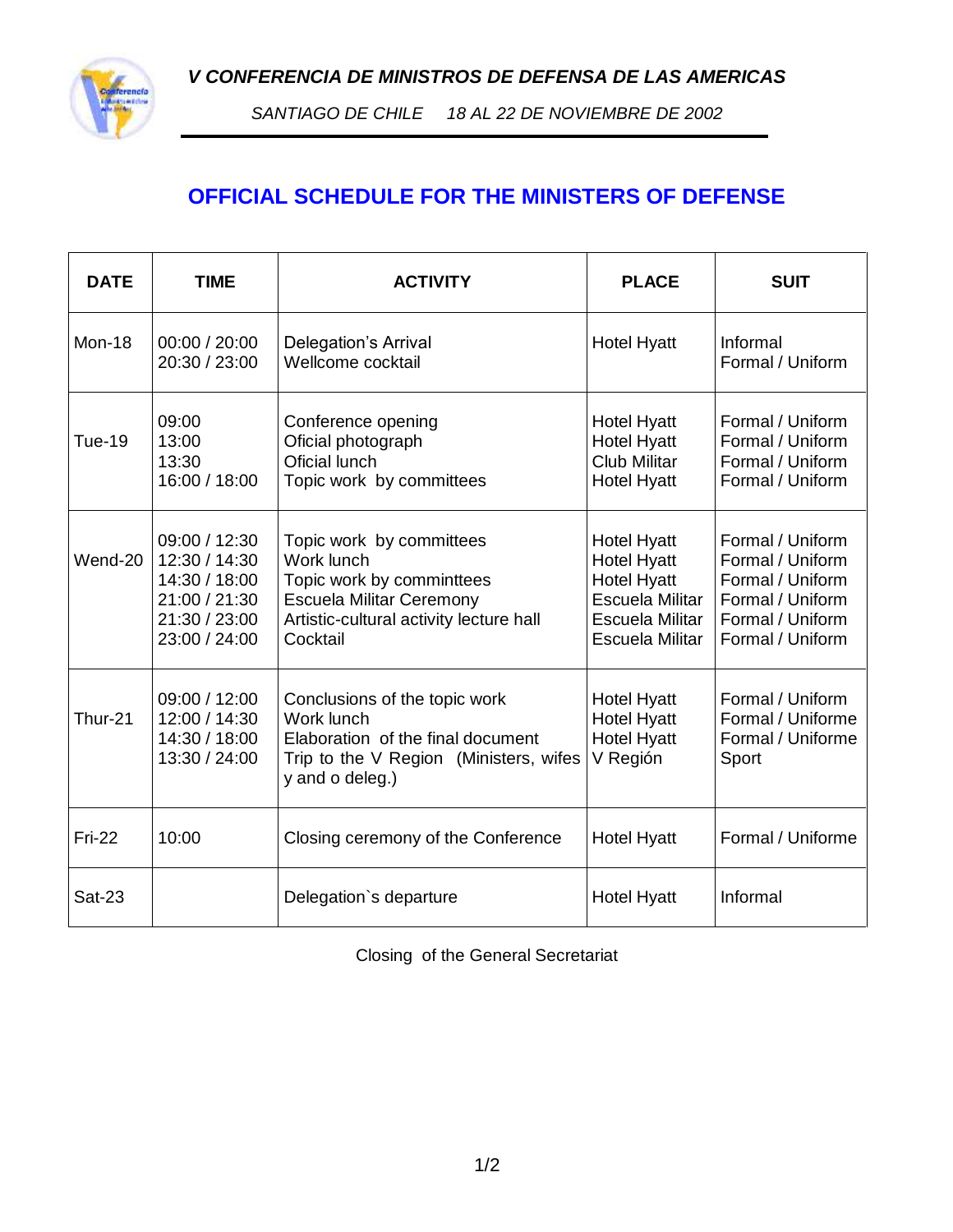*V CONFERENCIA DE MINISTROS DE DEFENSA DE LAS AMERICAS*

*SANTIAGO DE CHILE 18 AL 22 DE NOVIEMBRE DE 2002*

## OFFICIAL SCHEDULE FOR THE MINISTERS OF DEFENSE

| DATE | TIME | ACTIVITY | PLACE | SUIT |
|---|---|---|---|---|
| Mon-18 | 00:00 / 20:00<br>20:30 / 23:00 | Delegation's Arrival<br>Wellcome cocktail | Hotel Hyatt | Informal<br>Formal / Uniform |
| Tue-19 | 09:00<br>13:00<br>13:30<br>16:00 / 18:00 | Conference opening<br>Oficial photograph<br>Oficial lunch<br>Topic work by committees | Hotel Hyatt<br>Hotel Hyatt<br>Club Militar<br>Hotel Hyatt | Formal / Uniform<br>Formal / Uniform<br>Formal / Uniform<br>Formal / Uniform |
| Wend-20 | 09:00 / 12:30<br>12:30 / 14:30<br>14:30 / 18:00<br>21:00 / 21:30<br>21:30 / 23:00<br>23:00 / 24:00 | Topic work by committees<br>Work lunch<br>Topic work by comminttees<br>Escuela Militar Ceremony<br>Artistic-cultural activity lecture hall<br>Cocktail | Hotel Hyatt<br>Hotel Hyatt<br>Hotel Hyatt<br>Escuela Militar<br>Escuela Militar<br>Escuela Militar | Formal / Uniform<br>Formal / Uniform<br>Formal / Uniform<br>Formal / Uniform<br>Formal / Uniform<br>Formal / Uniform |
| Thur-21 | 09:00 / 12:00<br>12:00 / 14:30<br>14:30 / 18:00<br>13:30 / 24:00 | Conclusions of the topic work<br>Work lunch<br>Elaboration of the final document<br>Trip to the V Region (Ministers, wifes y and o deleg.) | Hotel Hyatt<br>Hotel Hyatt<br>Hotel Hyatt<br>V Región | Formal / Uniform<br>Formal / Uniforme<br>Formal / Uniforme<br>Sport |
| Fri-22 | 10:00 | Closing ceremony of the Conference | Hotel Hyatt | Formal / Uniforme |
| Sat-23 | | Delegation`s departure | Hotel Hyatt | Informal |

Closing of the General Secretariat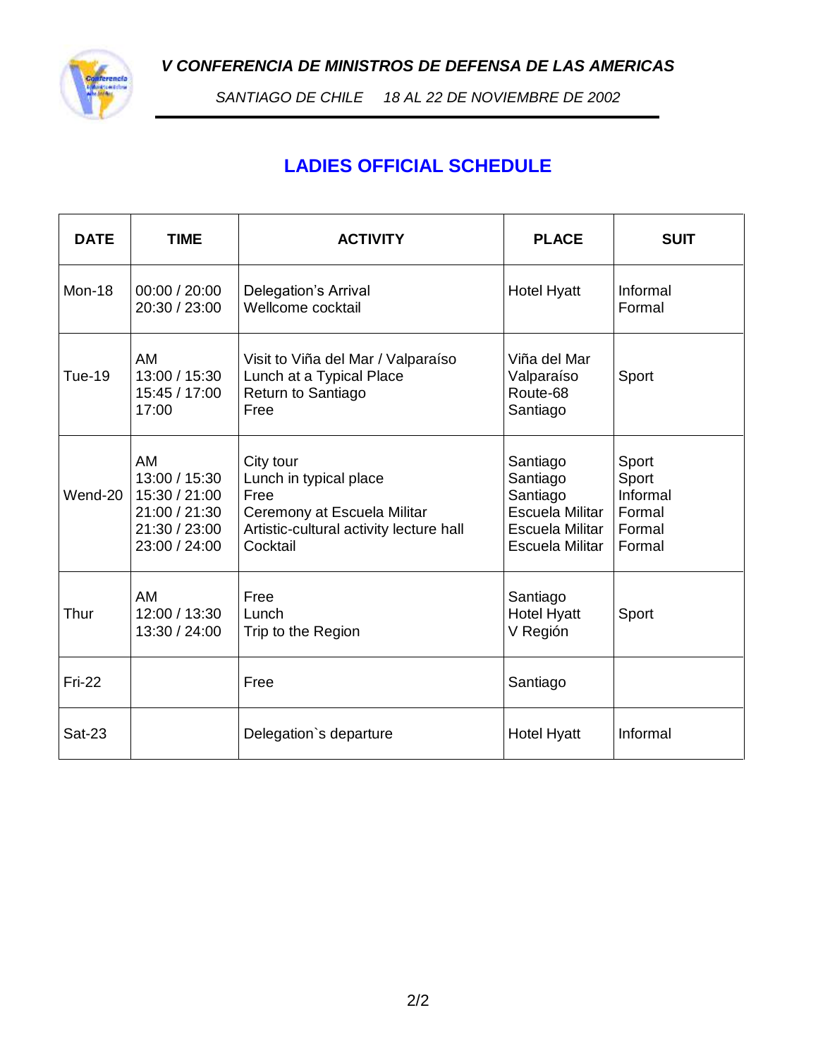*V CONFERENCIA DE MINISTROS DE DEFENSA DE LAS AMERICAS*

*SANTIAGO DE CHILE 18 AL 22 DE NOVIEMBRE DE 2002*

## LADIES OFFICIAL SCHEDULE

| DATE | TIME | ACTIVITY | PLACE | SUIT |
|---|---|---|---|---|
| Mon-18 | 00:00 / 20:00<br>20:30 / 23:00 | Delegation's Arrival<br>Wellcome cocktail | Hotel Hyatt | Informal<br>Formal |
| Tue-19 | AM<br>13:00 / 15:30<br>15:45 / 17:00<br>17:00 | Visit to Viña del Mar / Valparaíso<br>Lunch at a Typical Place<br>Return to Santiago<br>Free | Viña del Mar<br>Valparaíso<br>Route-68<br>Santiago | Sport |
| Wend-20 | AM<br>13:00 / 15:30<br>15:30 / 21:00<br>21:00 / 21:30<br>21:30 / 23:00<br>23:00 / 24:00 | City tour<br>Lunch in typical place<br>Free<br>Ceremony at Escuela Militar<br>Artistic-cultural activity lecture hall<br>Cocktail | Santiago<br>Santiago<br>Santiago<br>Escuela Militar<br>Escuela Militar<br>Escuela Militar | Sport<br>Sport<br>Informal<br>Formal<br>Formal<br>Formal |
| Thur | AM<br>12:00 / 13:30<br>13:30 / 24:00 | Free<br>Lunch<br>Trip to the Region | Santiago<br>Hotel Hyatt<br>V Región | Sport |
| Fri-22 | | Free | Santiago | |
| Sat-23 | | Delegation`s departure | Hotel Hyatt | Informal |